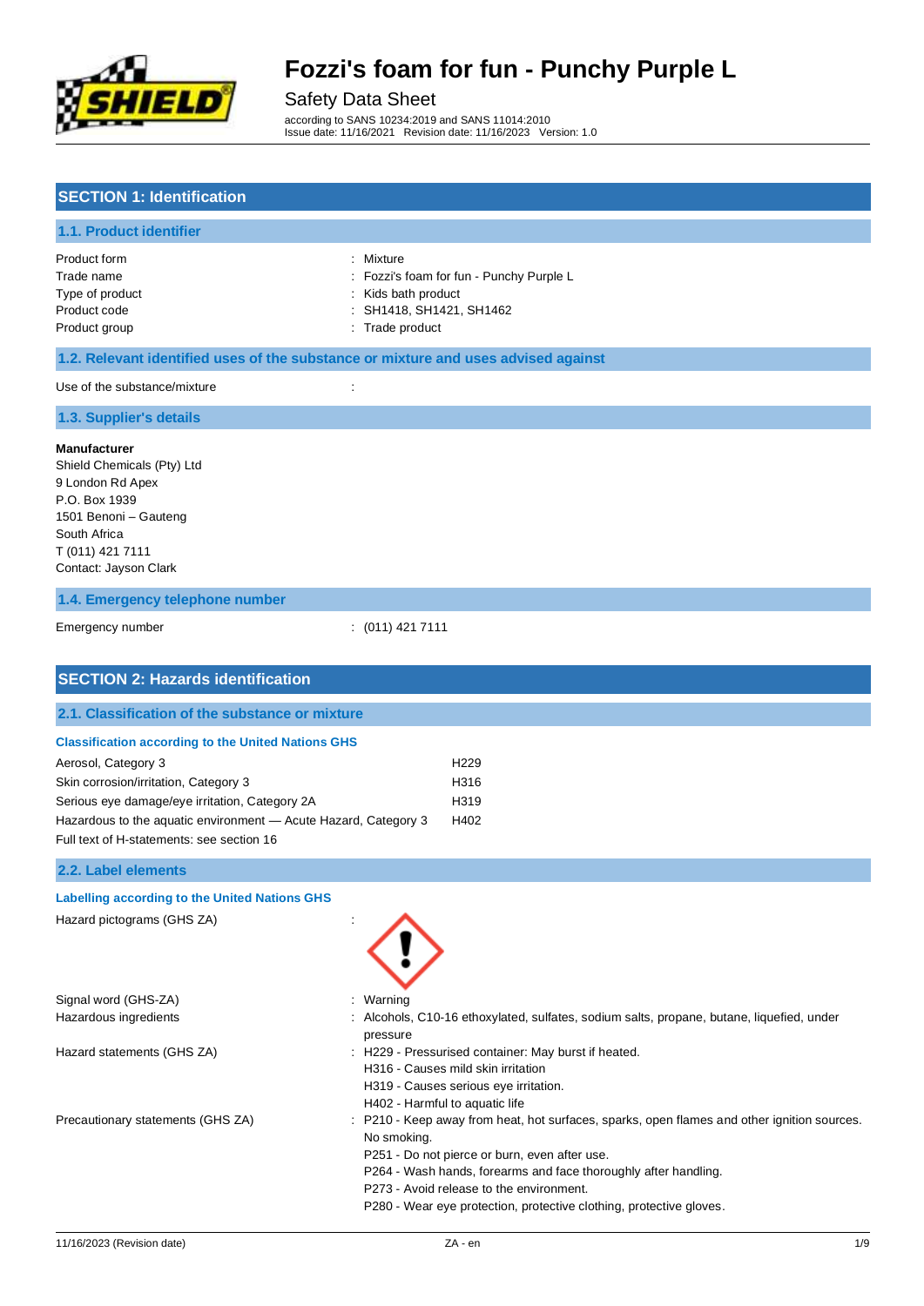# Fozzi's foam for fun - Punchy Purple L

Safety Data Sheet

according to SANS 10234:2019 and SANS 11014:2010
Issue date: 11/16/2021 Revision date: 11/16/2023 Version: 1.0

## SECTION 1: Identification

### 1.1. Product identifier

| | |
|---|---|
| Product form | : Mixture |
| Trade name | : Fozzi's foam for fun - Punchy Purple L |
| Type of product | : Kids bath product |
| Product code | : SH1418, SH1421, SH1462 |
| Product group | : Trade product |

### 1.2. Relevant identified uses of the substance or mixture and uses advised against

Use of the substance/mixture :

### 1.3. Supplier's details

**Manufacturer**
Shield Chemicals (Pty) Ltd
9 London Rd Apex
P.O. Box 1939
1501 Benoni – Gauteng
South Africa
T (011) 421 7111
Contact: Jayson Clark

### 1.4. Emergency telephone number

Emergency number : (011) 421 7111

## SECTION 2: Hazards identification

### 2.1. Classification of the substance or mixture

**Classification according to the United Nations GHS**

| | |
|---|---|
| Aerosol, Category 3 | H229 |
| Skin corrosion/irritation, Category 3 | H316 |
| Serious eye damage/eye irritation, Category 2A | H319 |
| Hazardous to the aquatic environment — Acute Hazard, Category 3 | H402 |

Full text of H-statements: see section 16

### 2.2. Label elements

**Labelling according to the United Nations GHS**

Hazard pictograms (GHS ZA) :

Signal word (GHS-ZA) : Warning

Hazardous ingredients : Alcohols, C10-16 ethoxylated, sulfates, sodium salts, propane, butane, liquefied, under pressure

Hazard statements (GHS ZA) :
- H229 - Pressurised container: May burst if heated.
- H316 - Causes mild skin irritation
- H319 - Causes serious eye irritation.
- H402 - Harmful to aquatic life

Precautionary statements (GHS ZA) :
- P210 - Keep away from heat, hot surfaces, sparks, open flames and other ignition sources. No smoking.
- P251 - Do not pierce or burn, even after use.
- P264 - Wash hands, forearms and face thoroughly after handling.
- P273 - Avoid release to the environment.
- P280 - Wear eye protection, protective clothing, protective gloves.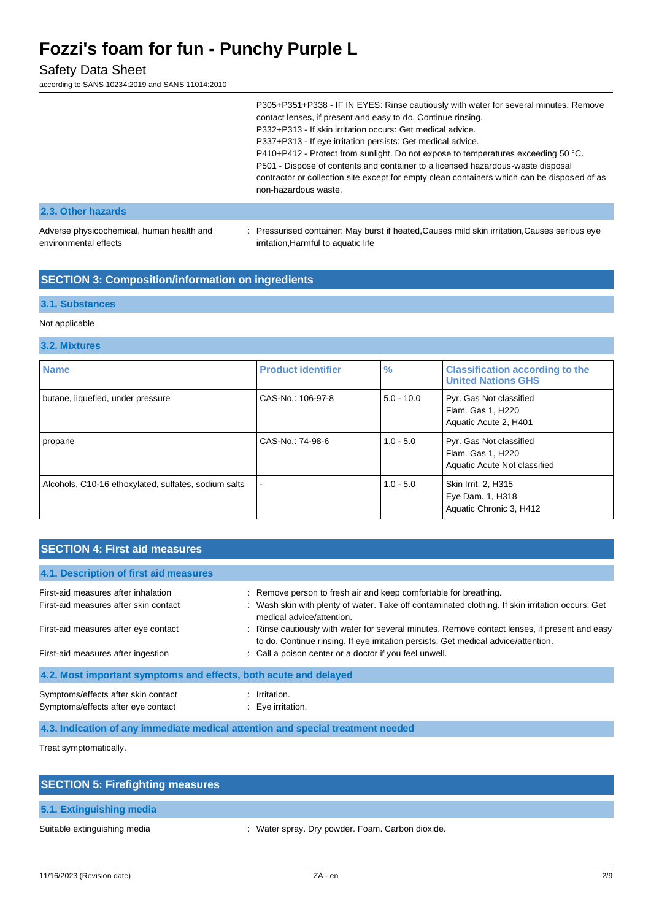P305+P351+P338 - IF IN EYES: Rinse cautiously with water for several minutes. Remove contact lenses, if present and easy to do. Continue rinsing.
P332+P313 - If skin irritation occurs: Get medical advice.
P337+P313 - If eye irritation persists: Get medical advice.
P410+P412 - Protect from sunlight. Do not expose to temperatures exceeding 50 °C.
P501 - Dispose of contents and container to a licensed hazardous-waste disposal contractor or collection site except for empty clean containers which can be disposed of as non-hazardous waste.

### 2.3. Other hazards

Adverse physicochemical, human health and environmental effects : Pressurised container: May burst if heated,Causes mild skin irritation,Causes serious eye irritation,Harmful to aquatic life

## SECTION 3: Composition/information on ingredients

### 3.1. Substances

Not applicable

### 3.2. Mixtures

| Name | Product identifier | % | Classification according to the United Nations GHS |
|---|---|---|---|
| butane, liquefied, under pressure | CAS-No.: 106-97-8 | 5.0 - 10.0 | Pyr. Gas Not classified<br>Flam. Gas 1, H220<br>Aquatic Acute 2, H401 |
| propane | CAS-No.: 74-98-6 | 1.0 - 5.0 | Pyr. Gas Not classified<br>Flam. Gas 1, H220<br>Aquatic Acute Not classified |
| Alcohols, C10-16 ethoxylated, sulfates, sodium salts | - | 1.0 - 5.0 | Skin Irrit. 2, H315<br>Eye Dam. 1, H318<br>Aquatic Chronic 3, H412 |

## SECTION 4: First aid measures

### 4.1. Description of first aid measures

First-aid measures after inhalation : Remove person to fresh air and keep comfortable for breathing.

First-aid measures after skin contact : Wash skin with plenty of water. Take off contaminated clothing. If skin irritation occurs: Get medical advice/attention.

First-aid measures after eye contact : Rinse cautiously with water for several minutes. Remove contact lenses, if present and easy to do. Continue rinsing. If eye irritation persists: Get medical advice/attention.

First-aid measures after ingestion : Call a poison center or a doctor if you feel unwell.

### 4.2. Most important symptoms and effects, both acute and delayed

Symptoms/effects after skin contact : Irritation.

Symptoms/effects after eye contact : Eye irritation.

### 4.3. Indication of any immediate medical attention and special treatment needed

Treat symptomatically.

## SECTION 5: Firefighting measures

### 5.1. Extinguishing media

Suitable extinguishing media : Water spray. Dry powder. Foam. Carbon dioxide.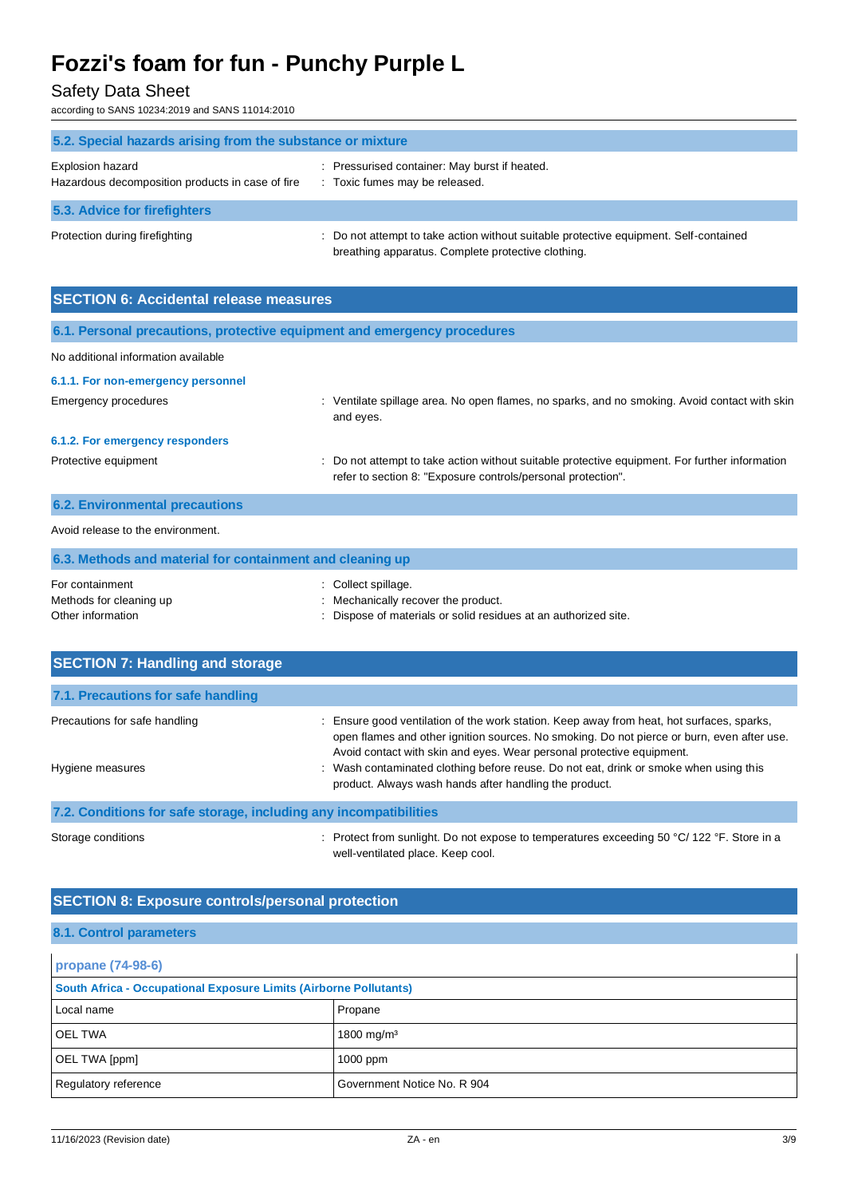### 5.2. Special hazards arising from the substance or mixture

Explosion hazard : Pressurised container: May burst if heated.

Hazardous decomposition products in case of fire : Toxic fumes may be released.

### 5.3. Advice for firefighters

Protection during firefighting : Do not attempt to take action without suitable protective equipment. Self-contained breathing apparatus. Complete protective clothing.

## SECTION 6: Accidental release measures

### 6.1. Personal precautions, protective equipment and emergency procedures

No additional information available

#### 6.1.1. For non-emergency personnel

Emergency procedures : Ventilate spillage area. No open flames, no sparks, and no smoking. Avoid contact with skin and eyes.

#### 6.1.2. For emergency responders

Protective equipment : Do not attempt to take action without suitable protective equipment. For further information refer to section 8: "Exposure controls/personal protection".

### 6.2. Environmental precautions

Avoid release to the environment.

### 6.3. Methods and material for containment and cleaning up

For containment : Collect spillage.

Methods for cleaning up : Mechanically recover the product.

Other information : Dispose of materials or solid residues at an authorized site.

## SECTION 7: Handling and storage

### 7.1. Precautions for safe handling

Precautions for safe handling : Ensure good ventilation of the work station. Keep away from heat, hot surfaces, sparks, open flames and other ignition sources. No smoking. Do not pierce or burn, even after use. Avoid contact with skin and eyes. Wear personal protective equipment.

Hygiene measures : Wash contaminated clothing before reuse. Do not eat, drink or smoke when using this product. Always wash hands after handling the product.

### 7.2. Conditions for safe storage, including any incompatibilities

Storage conditions : Protect from sunlight. Do not expose to temperatures exceeding 50 °C/ 122 °F. Store in a well-ventilated place. Keep cool.

## SECTION 8: Exposure controls/personal protection

### 8.1. Control parameters

| propane (74-98-6) | |
|---|---|
| **South Africa - Occupational Exposure Limits (Airborne Pollutants)** | |
| Local name | Propane |
| OEL TWA | 1800 mg/m³ |
| OEL TWA [ppm] | 1000 ppm |
| Regulatory reference | Government Notice No. R 904 |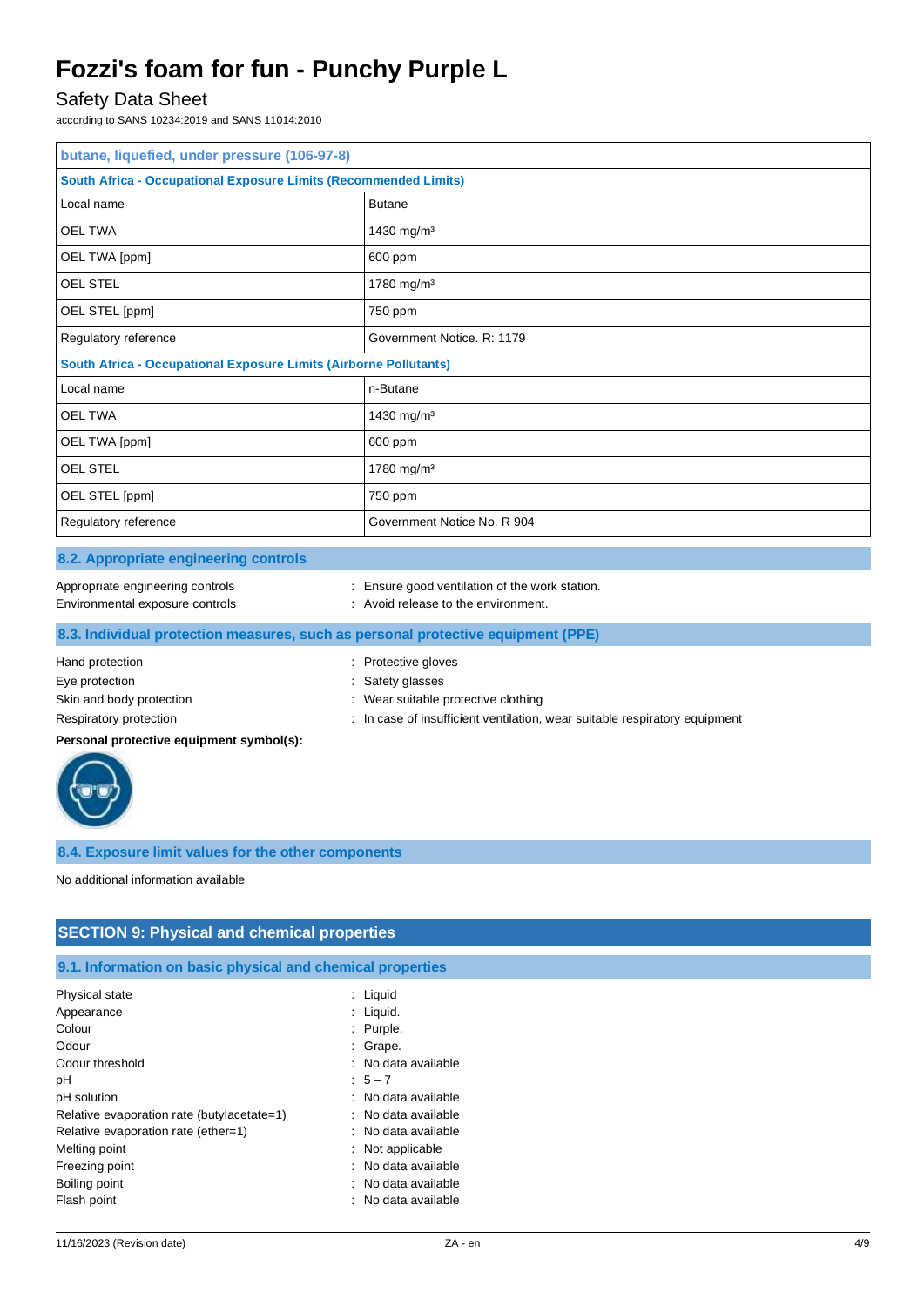| butane, liquefied, under pressure (106-97-8) | |
|---|---|
| **South Africa - Occupational Exposure Limits (Recommended Limits)** | |
| Local name | Butane |
| OEL TWA | 1430 mg/m³ |
| OEL TWA [ppm] | 600 ppm |
| OEL STEL | 1780 mg/m³ |
| OEL STEL [ppm] | 750 ppm |
| Regulatory reference | Government Notice. R: 1179 |
| **South Africa - Occupational Exposure Limits (Airborne Pollutants)** | |
| Local name | n-Butane |
| OEL TWA | 1430 mg/m³ |
| OEL TWA [ppm] | 600 ppm |
| OEL STEL | 1780 mg/m³ |
| OEL STEL [ppm] | 750 ppm |
| Regulatory reference | Government Notice No. R 904 |

### 8.2. Appropriate engineering controls

Appropriate engineering controls : Ensure good ventilation of the work station.
Environmental exposure controls : Avoid release to the environment.

### 8.3. Individual protection measures, such as personal protective equipment (PPE)

Hand protection : Protective gloves
Eye protection : Safety glasses
Skin and body protection : Wear suitable protective clothing
Respiratory protection : In case of insufficient ventilation, wear suitable respiratory equipment

**Personal protective equipment symbol(s):**

### 8.4. Exposure limit values for the other components

No additional information available

## SECTION 9: Physical and chemical properties

### 9.1. Information on basic physical and chemical properties

Physical state : Liquid
Appearance : Liquid.
Colour : Purple.
Odour : Grape.
Odour threshold : No data available
pH : 5 – 7
pH solution : No data available
Relative evaporation rate (butylacetate=1) : No data available
Relative evaporation rate (ether=1) : No data available
Melting point : Not applicable
Freezing point : No data available
Boiling point : No data available
Flash point : No data available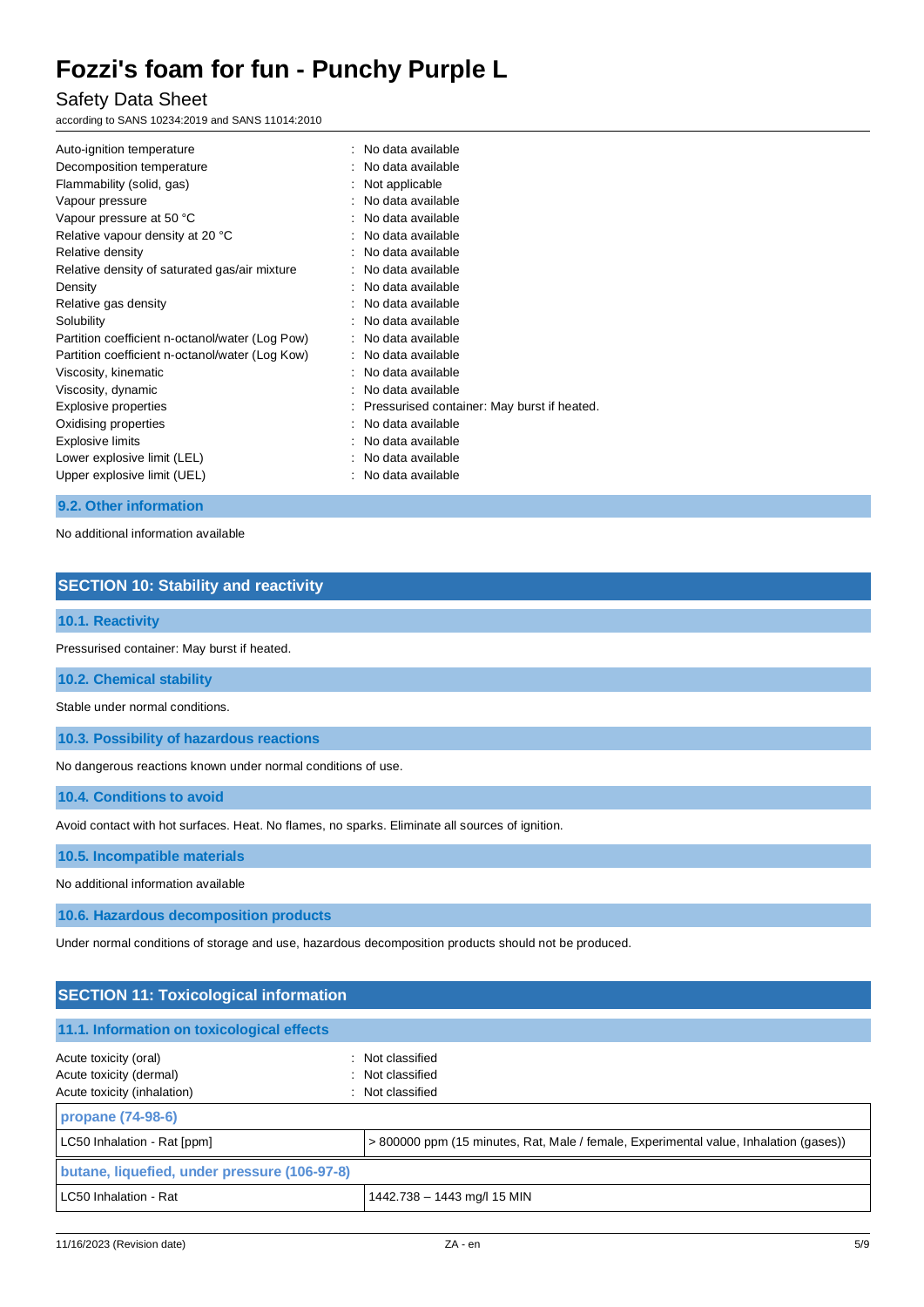| | |
|---|---|
| Auto-ignition temperature | : No data available |
| Decomposition temperature | : No data available |
| Flammability (solid, gas) | : Not applicable |
| Vapour pressure | : No data available |
| Vapour pressure at 50 °C | : No data available |
| Relative vapour density at 20 °C | : No data available |
| Relative density | : No data available |
| Relative density of saturated gas/air mixture | : No data available |
| Density | : No data available |
| Relative gas density | : No data available |
| Solubility | : No data available |
| Partition coefficient n-octanol/water (Log Pow) | : No data available |
| Partition coefficient n-octanol/water (Log Kow) | : No data available |
| Viscosity, kinematic | : No data available |
| Viscosity, dynamic | : No data available |
| Explosive properties | : Pressurised container: May burst if heated. |
| Oxidising properties | : No data available |
| Explosive limits | : No data available |
| Lower explosive limit (LEL) | : No data available |
| Upper explosive limit (UEL) | : No data available |

### 9.2. Other information

No additional information available

## SECTION 10: Stability and reactivity

### 10.1. Reactivity

Pressurised container: May burst if heated.

### 10.2. Chemical stability

Stable under normal conditions.

### 10.3. Possibility of hazardous reactions

No dangerous reactions known under normal conditions of use.

### 10.4. Conditions to avoid

Avoid contact with hot surfaces. Heat. No flames, no sparks. Eliminate all sources of ignition.

### 10.5. Incompatible materials

No additional information available

### 10.6. Hazardous decomposition products

Under normal conditions of storage and use, hazardous decomposition products should not be produced.

## SECTION 11: Toxicological information

### 11.1. Information on toxicological effects

| | |
|---|---|
| Acute toxicity (oral) | : Not classified |
| Acute toxicity (dermal) | : Not classified |
| Acute toxicity (inhalation) | : Not classified |

| propane (74-98-6) | |
|---|---|
| LC50 Inhalation - Rat [ppm] | > 800000 ppm (15 minutes, Rat, Male / female, Experimental value, Inhalation (gases)) |

| butane, liquefied, under pressure (106-97-8) | |
|---|---|
| LC50 Inhalation - Rat | 1442.738 – 1443 mg/l 15 MIN |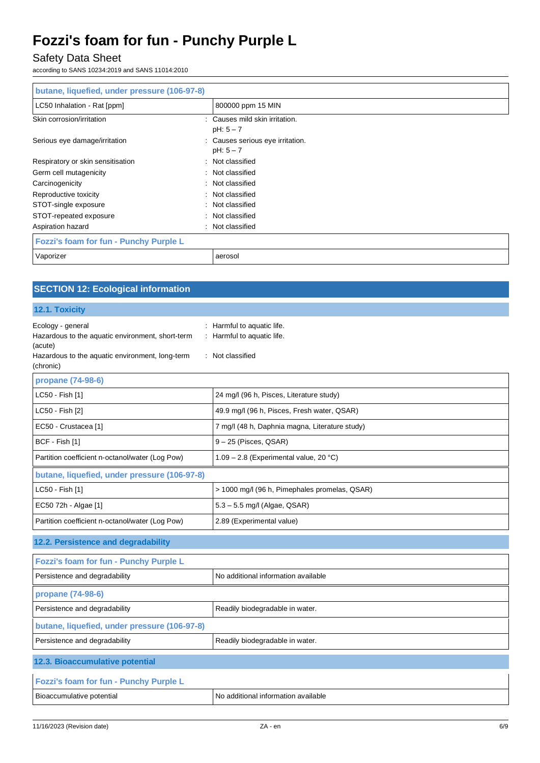| butane, liquefied, under pressure (106-97-8) | |
|---|---|
| LC50 Inhalation - Rat [ppm] | 800000 ppm 15 MIN |

Skin corrosion/irritation : Causes mild skin irritation.
pH: 5 – 7

Serious eye damage/irritation : Causes serious eye irritation.
pH: 5 – 7

Respiratory or skin sensitisation : Not classified

Germ cell mutagenicity : Not classified

Carcinogenicity : Not classified

Reproductive toxicity : Not classified

STOT-single exposure : Not classified

STOT-repeated exposure : Not classified

Aspiration hazard : Not classified

| Fozzi's foam for fun - Punchy Purple L | |
|---|---|
| Vaporizer | aerosol |

## SECTION 12: Ecological information

### 12.1. Toxicity

Ecology - general : Harmful to aquatic life.

Hazardous to the aquatic environment, short-term (acute) : Harmful to aquatic life.

Hazardous to the aquatic environment, long-term (chronic) : Not classified

| propane (74-98-6) | |
|---|---|
| LC50 - Fish [1] | 24 mg/l (96 h, Pisces, Literature study) |
| LC50 - Fish [2] | 49.9 mg/l (96 h, Pisces, Fresh water, QSAR) |
| EC50 - Crustacea [1] | 7 mg/l (48 h, Daphnia magna, Literature study) |
| BCF - Fish [1] | 9 – 25 (Pisces, QSAR) |
| Partition coefficient n-octanol/water (Log Pow) | 1.09 – 2.8 (Experimental value, 20 °C) |

| butane, liquefied, under pressure (106-97-8) | |
|---|---|
| LC50 - Fish [1] | > 1000 mg/l (96 h, Pimephales promelas, QSAR) |
| EC50 72h - Algae [1] | 5.3 – 5.5 mg/l (Algae, QSAR) |
| Partition coefficient n-octanol/water (Log Pow) | 2.89 (Experimental value) |

### 12.2. Persistence and degradability

| Fozzi's foam for fun - Punchy Purple L | |
|---|---|
| Persistence and degradability | No additional information available |

| propane (74-98-6) | |
|---|---|
| Persistence and degradability | Readily biodegradable in water. |

| butane, liquefied, under pressure (106-97-8) | |
|---|---|
| Persistence and degradability | Readily biodegradable in water. |

### 12.3. Bioaccumulative potential

| Fozzi's foam for fun - Punchy Purple L | |
|---|---|
| Bioaccumulative potential | No additional information available |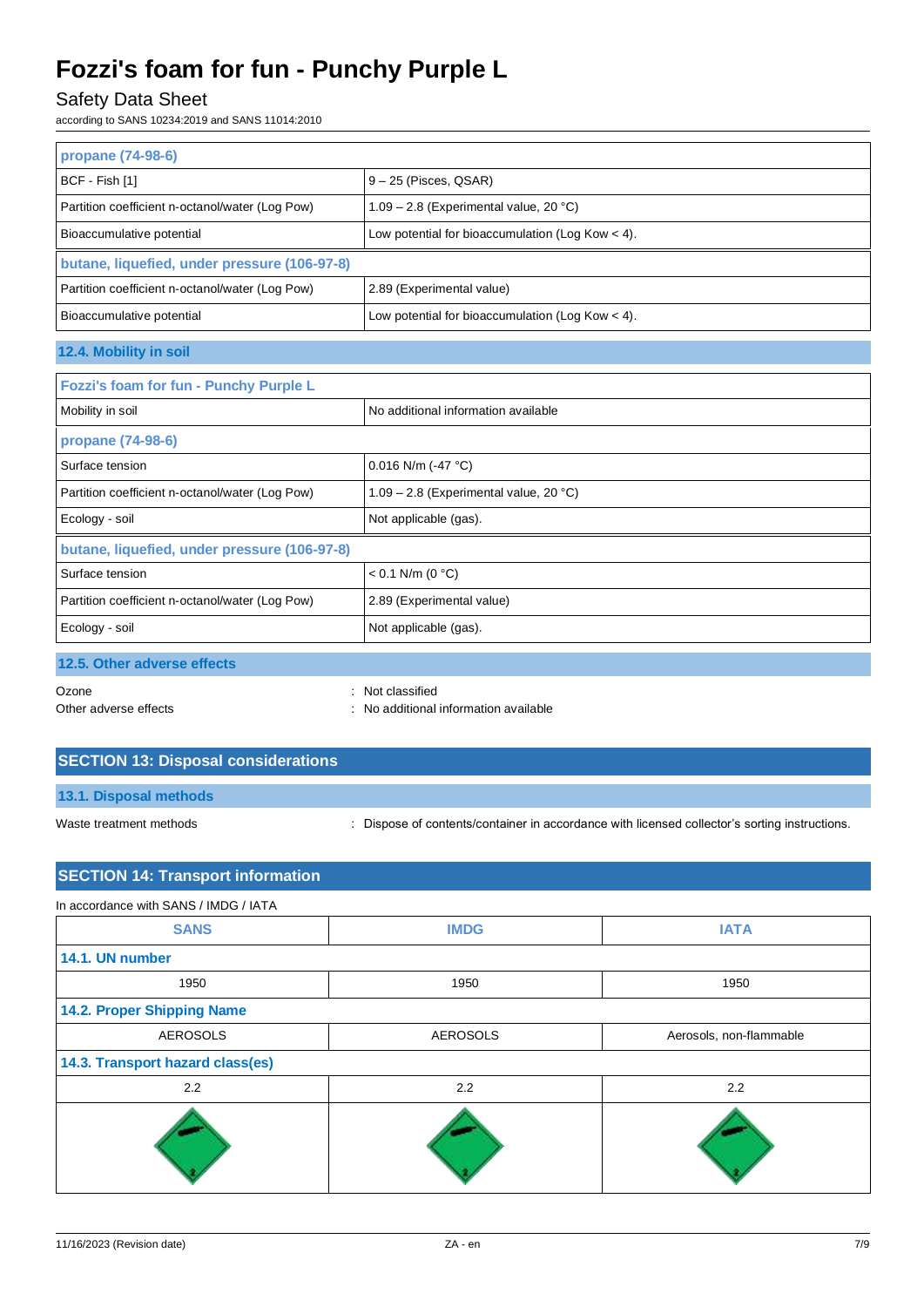| propane (74-98-6) | |
| --- | --- |
| BCF - Fish [1] | 9 – 25 (Pisces, QSAR) |
| Partition coefficient n-octanol/water (Log Pow) | 1.09 – 2.8 (Experimental value, 20 °C) |
| Bioaccumulative potential | Low potential for bioaccumulation (Log Kow < 4). |
| **butane, liquefied, under pressure (106-97-8)** | |
| Partition coefficient n-octanol/water (Log Pow) | 2.89 (Experimental value) |
| Bioaccumulative potential | Low potential for bioaccumulation (Log Kow < 4). |

### 12.4. Mobility in soil

| Fozzi's foam for fun - Punchy Purple L | |
| --- | --- |
| Mobility in soil | No additional information available |
| **propane (74-98-6)** | |
| Surface tension | 0.016 N/m (-47 °C) |
| Partition coefficient n-octanol/water (Log Pow) | 1.09 – 2.8 (Experimental value, 20 °C) |
| Ecology - soil | Not applicable (gas). |
| **butane, liquefied, under pressure (106-97-8)** | |
| Surface tension | < 0.1 N/m (0 °C) |
| Partition coefficient n-octanol/water (Log Pow) | 2.89 (Experimental value) |
| Ecology - soil | Not applicable (gas). |

### 12.5. Other adverse effects

Ozone : Not classified

Other adverse effects : No additional information available

## SECTION 13: Disposal considerations

### 13.1. Disposal methods

Waste treatment methods : Dispose of contents/container in accordance with licensed collector's sorting instructions.

## SECTION 14: Transport information

In accordance with SANS / IMDG / IATA

| SANS | IMDG | IATA |
| --- | --- | --- |
| **14.1. UN number** | | |
| 1950 | 1950 | 1950 |
| **14.2. Proper Shipping Name** | | |
| AEROSOLS | AEROSOLS | Aerosols, non-flammable |
| **14.3. Transport hazard class(es)** | | |
| 2.2 | 2.2 | 2.2 |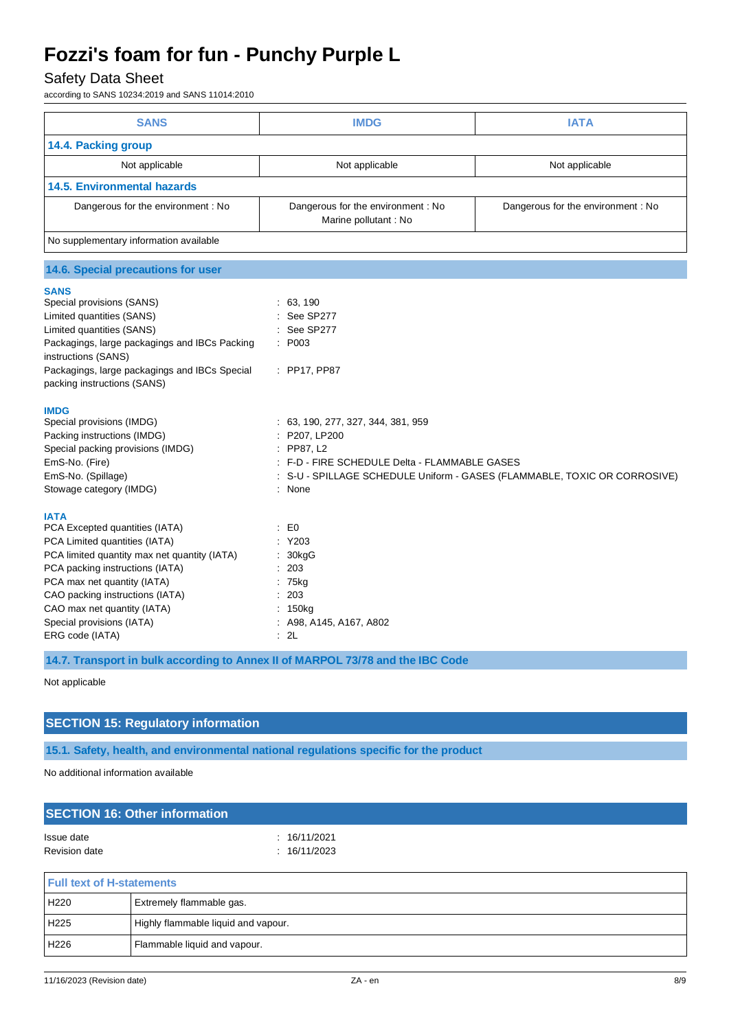| SANS | IMDG | IATA |
|---|---|---|
| **14.4. Packing group** | | |
| Not applicable | Not applicable | Not applicable |
| **14.5. Environmental hazards** | | |
| Dangerous for the environment : No | Dangerous for the environment : No<br>Marine pollutant : No | Dangerous for the environment : No |
| No supplementary information available | | |

### 14.6. Special precautions for user

**SANS**

Special provisions (SANS) : 63, 190
Limited quantities (SANS) : See SP277
Limited quantities (SANS) : See SP277
Packagings, large packagings and IBCs Packing instructions (SANS) : P003
Packagings, large packagings and IBCs Special packing instructions (SANS) : PP17, PP87

**IMDG**

Special provisions (IMDG) : 63, 190, 277, 327, 344, 381, 959
Packing instructions (IMDG) : P207, LP200
Special packing provisions (IMDG) : PP87, L2
EmS-No. (Fire) : F-D - FIRE SCHEDULE Delta - FLAMMABLE GASES
EmS-No. (Spillage) : S-U - SPILLAGE SCHEDULE Uniform - GASES (FLAMMABLE, TOXIC OR CORROSIVE)
Stowage category (IMDG) : None

**IATA**

PCA Excepted quantities (IATA) : E0
PCA Limited quantities (IATA) : Y203
PCA limited quantity max net quantity (IATA) : 30kgG
PCA packing instructions (IATA) : 203
PCA max net quantity (IATA) : 75kg
CAO packing instructions (IATA) : 203
CAO max net quantity (IATA) : 150kg
Special provisions (IATA) : A98, A145, A167, A802
ERG code (IATA) : 2L

### 14.7. Transport in bulk according to Annex II of MARPOL 73/78 and the IBC Code

Not applicable

## SECTION 15: Regulatory information

### 15.1. Safety, health, and environmental national regulations specific for the product

No additional information available

## SECTION 16: Other information

Issue date : 16/11/2021
Revision date : 16/11/2023

| Full text of H-statements | |
|---|---|
| H220 | Extremely flammable gas. |
| H225 | Highly flammable liquid and vapour. |
| H226 | Flammable liquid and vapour. |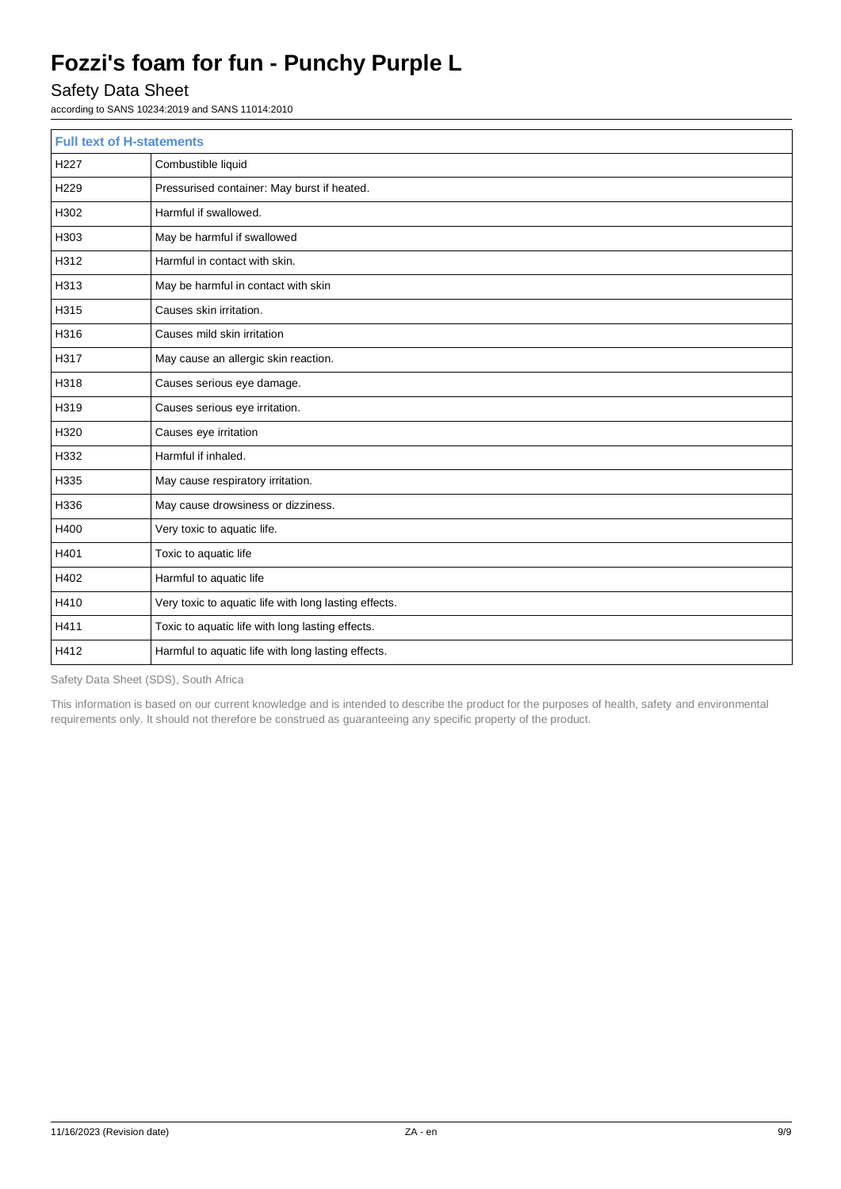| Full text of H-statements | |
| --- | --- |
| H227 | Combustible liquid |
| H229 | Pressurised container: May burst if heated. |
| H302 | Harmful if swallowed. |
| H303 | May be harmful if swallowed |
| H312 | Harmful in contact with skin. |
| H313 | May be harmful in contact with skin |
| H315 | Causes skin irritation. |
| H316 | Causes mild skin irritation |
| H317 | May cause an allergic skin reaction. |
| H318 | Causes serious eye damage. |
| H319 | Causes serious eye irritation. |
| H320 | Causes eye irritation |
| H332 | Harmful if inhaled. |
| H335 | May cause respiratory irritation. |
| H336 | May cause drowsiness or dizziness. |
| H400 | Very toxic to aquatic life. |
| H401 | Toxic to aquatic life |
| H402 | Harmful to aquatic life |
| H410 | Very toxic to aquatic life with long lasting effects. |
| H411 | Toxic to aquatic life with long lasting effects. |
| H412 | Harmful to aquatic life with long lasting effects. |

Safety Data Sheet (SDS), South Africa

This information is based on our current knowledge and is intended to describe the product for the purposes of health, safety and environmental requirements only. It should not therefore be construed as guaranteeing any specific property of the product.